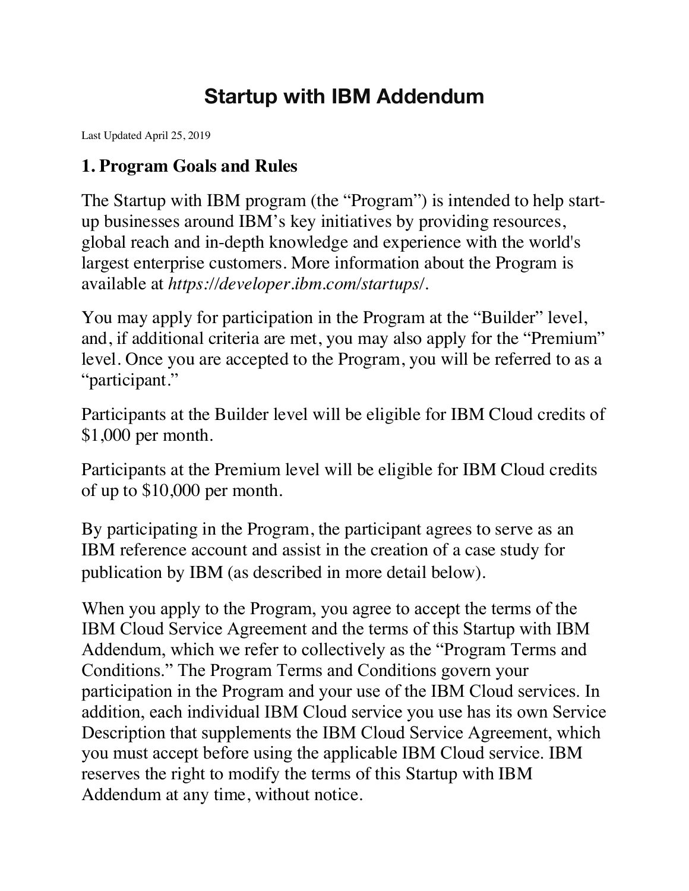# Startup with IBM Addendum

Last Updated April 25, 2019

## 1. Program Goals and Rules

The Startup with IBM program (the "Program") is intended to help start-up businesses around IBM's key initiatives by providing resources, global reach and in-depth knowledge and experience with the world's largest enterprise customers. More information about the Program is available at *https://developer.ibm.com/startups/*.

You may apply for participation in the Program at the "Builder" level, and, if additional criteria are met, you may also apply for the "Premium" level. Once you are accepted to the Program, you will be referred to as a "participant."

Participants at the Builder level will be eligible for IBM Cloud credits of $1,000 per month.

Participants at the Premium level will be eligible for IBM Cloud credits of up to $10,000 per month.

By participating in the Program, the participant agrees to serve as an IBM reference account and assist in the creation of a case study for publication by IBM (as described in more detail below).

When you apply to the Program, you agree to accept the terms of the IBM Cloud Service Agreement and the terms of this Startup with IBM Addendum, which we refer to collectively as the "Program Terms and Conditions." The Program Terms and Conditions govern your participation in the Program and your use of the IBM Cloud services. In addition, each individual IBM Cloud service you use has its own Service Description that supplements the IBM Cloud Service Agreement, which you must accept before using the applicable IBM Cloud service. IBM reserves the right to modify the terms of this Startup with IBM Addendum at any time, without notice.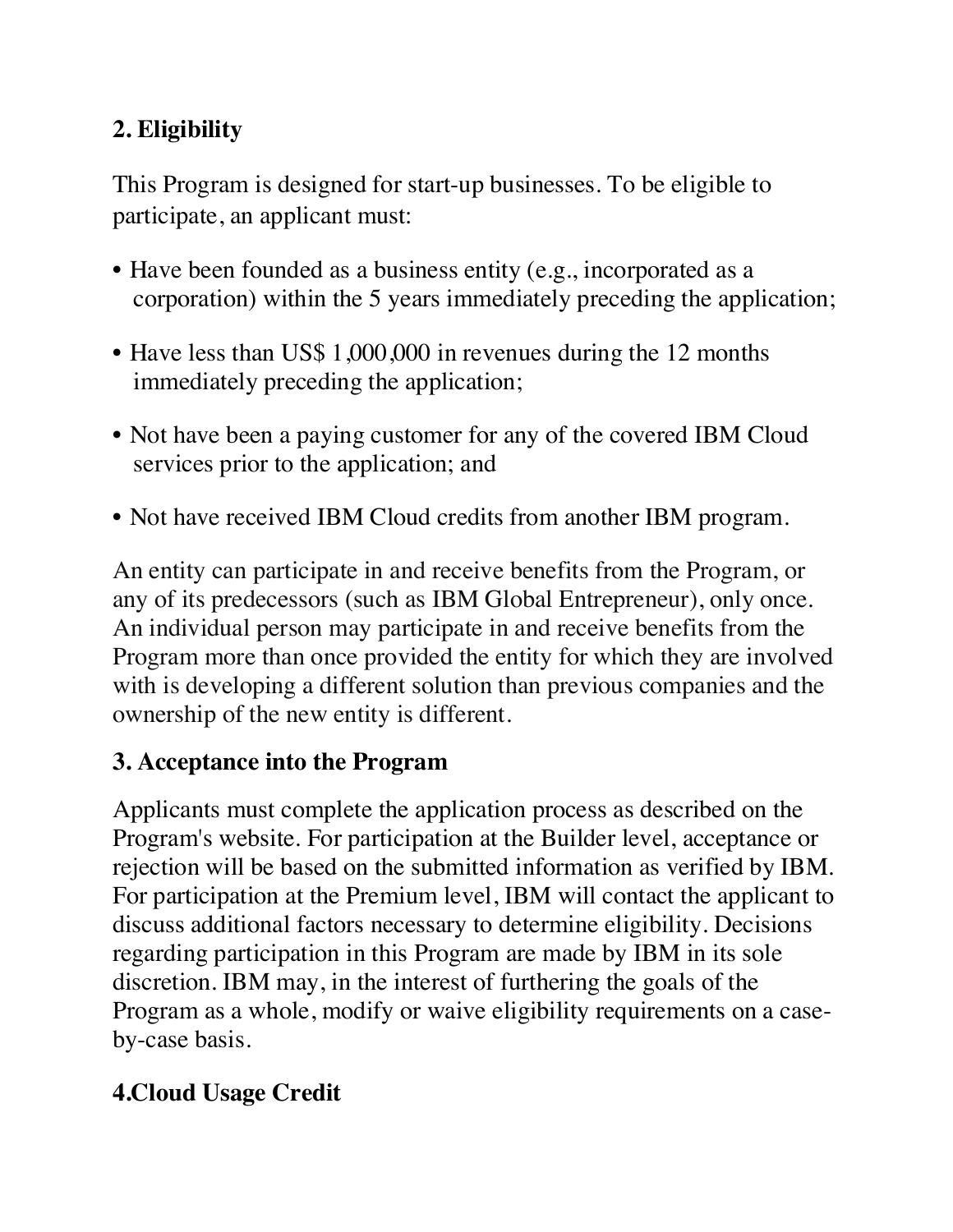## 2. Eligibility

This Program is designed for start-up businesses. To be eligible to participate, an applicant must:

- Have been founded as a business entity (e.g., incorporated as a corporation) within the 5 years immediately preceding the application;
- Have less than US$ 1,000,000 in revenues during the 12 months immediately preceding the application;
- Not have been a paying customer for any of the covered IBM Cloud services prior to the application; and
- Not have received IBM Cloud credits from another IBM program.

An entity can participate in and receive benefits from the Program, or any of its predecessors (such as IBM Global Entrepreneur), only once. An individual person may participate in and receive benefits from the Program more than once provided the entity for which they are involved with is developing a different solution than previous companies and the ownership of the new entity is different.

## 3. Acceptance into the Program

Applicants must complete the application process as described on the Program's website. For participation at the Builder level, acceptance or rejection will be based on the submitted information as verified by IBM. For participation at the Premium level, IBM will contact the applicant to discuss additional factors necessary to determine eligibility. Decisions regarding participation in this Program are made by IBM in its sole discretion. IBM may, in the interest of furthering the goals of the Program as a whole, modify or waive eligibility requirements on a case-by-case basis.

## 4.Cloud Usage Credit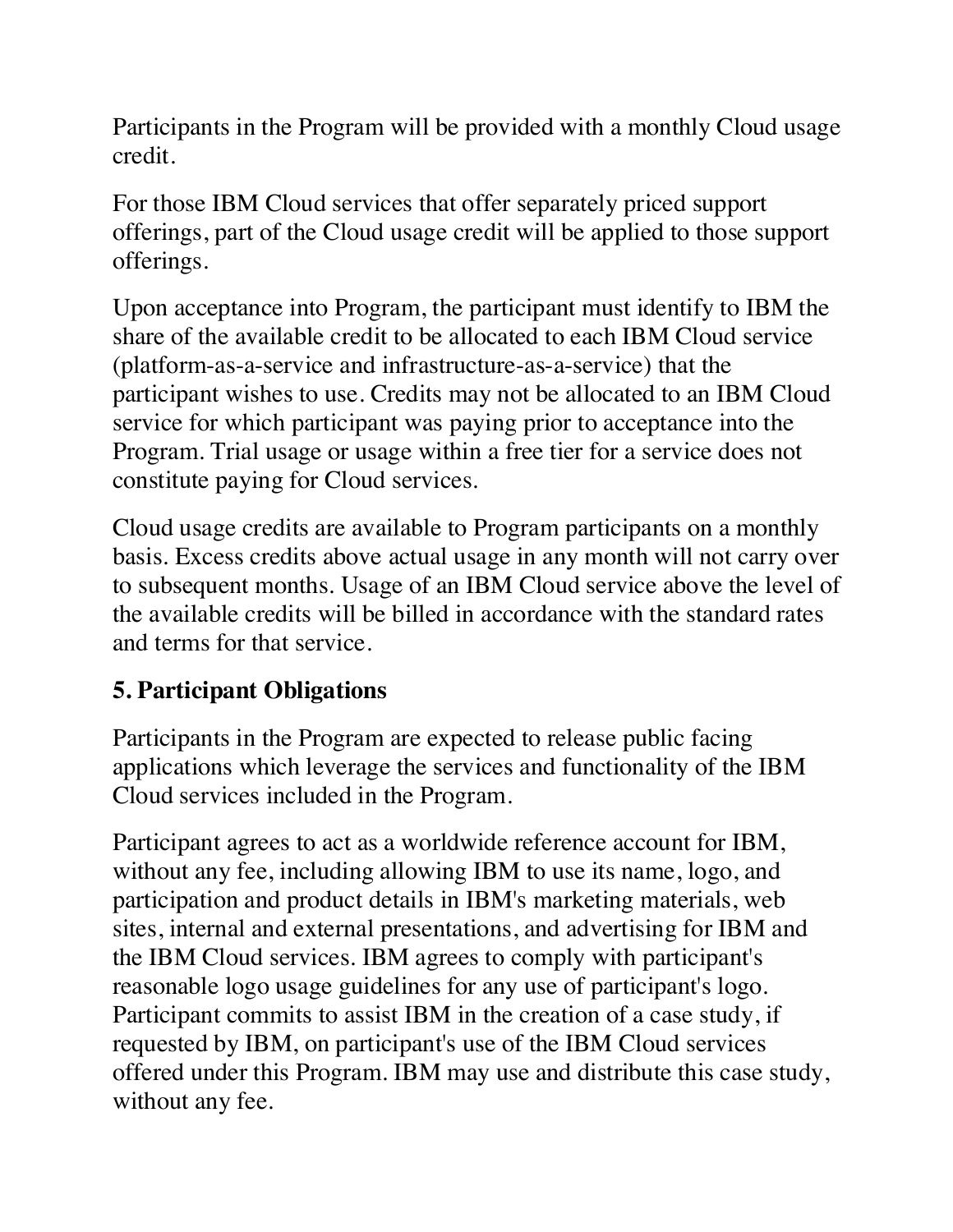Participants in the Program will be provided with a monthly Cloud usage credit.

For those IBM Cloud services that offer separately priced support offerings, part of the Cloud usage credit will be applied to those support offerings.

Upon acceptance into Program, the participant must identify to IBM the share of the available credit to be allocated to each IBM Cloud service (platform-as-a-service and infrastructure-as-a-service) that the participant wishes to use. Credits may not be allocated to an IBM Cloud service for which participant was paying prior to acceptance into the Program. Trial usage or usage within a free tier for a service does not constitute paying for Cloud services.

Cloud usage credits are available to Program participants on a monthly basis. Excess credits above actual usage in any month will not carry over to subsequent months. Usage of an IBM Cloud service above the level of the available credits will be billed in accordance with the standard rates and terms for that service.

## 5. Participant Obligations

Participants in the Program are expected to release public facing applications which leverage the services and functionality of the IBM Cloud services included in the Program.

Participant agrees to act as a worldwide reference account for IBM, without any fee, including allowing IBM to use its name, logo, and participation and product details in IBM's marketing materials, web sites, internal and external presentations, and advertising for IBM and the IBM Cloud services. IBM agrees to comply with participant's reasonable logo usage guidelines for any use of participant's logo. Participant commits to assist IBM in the creation of a case study, if requested by IBM, on participant's use of the IBM Cloud services offered under this Program. IBM may use and distribute this case study, without any fee.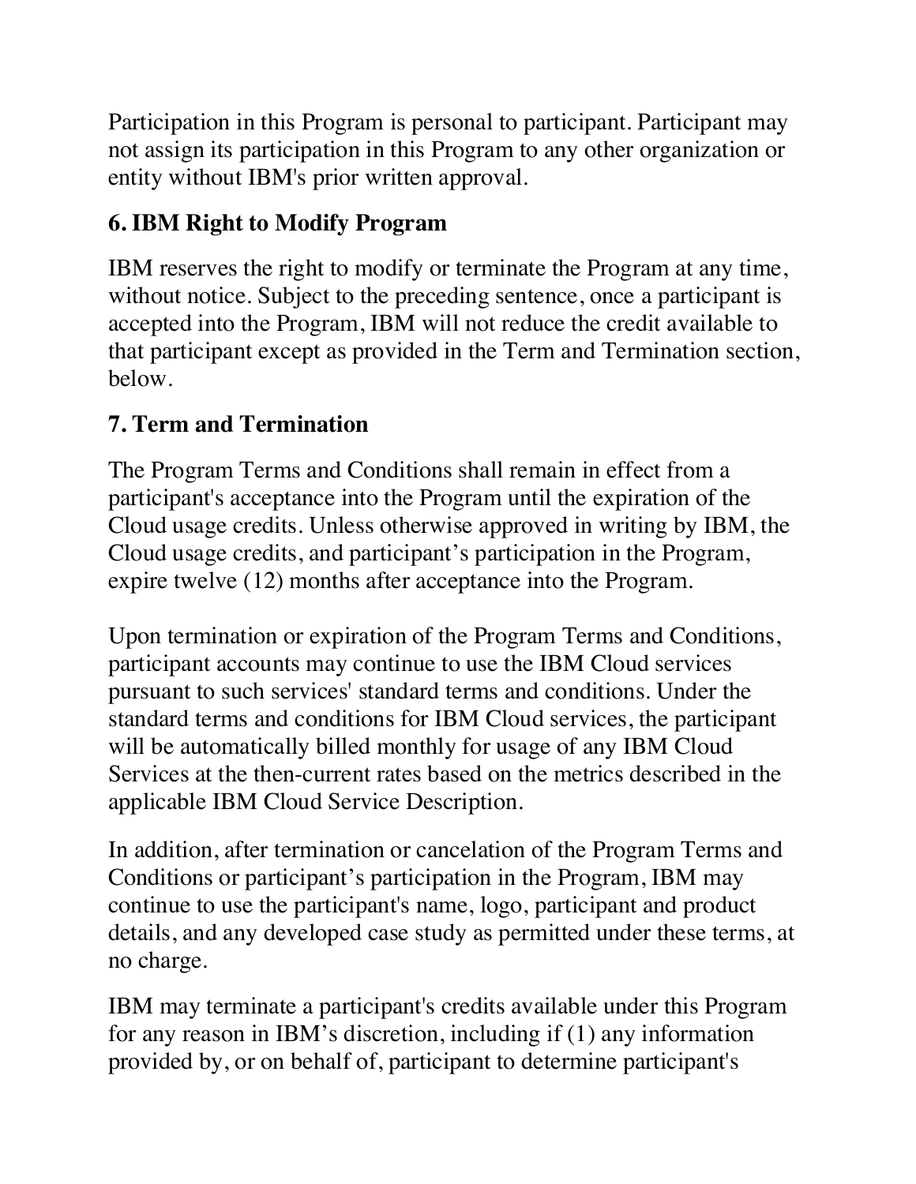Participation in this Program is personal to participant. Participant may not assign its participation in this Program to any other organization or entity without IBM's prior written approval.

## 6. IBM Right to Modify Program

IBM reserves the right to modify or terminate the Program at any time, without notice. Subject to the preceding sentence, once a participant is accepted into the Program, IBM will not reduce the credit available to that participant except as provided in the Term and Termination section, below.

## 7. Term and Termination

The Program Terms and Conditions shall remain in effect from a participant's acceptance into the Program until the expiration of the Cloud usage credits. Unless otherwise approved in writing by IBM, the Cloud usage credits, and participant's participation in the Program, expire twelve (12) months after acceptance into the Program.

Upon termination or expiration of the Program Terms and Conditions, participant accounts may continue to use the IBM Cloud services pursuant to such services' standard terms and conditions. Under the standard terms and conditions for IBM Cloud services, the participant will be automatically billed monthly for usage of any IBM Cloud Services at the then-current rates based on the metrics described in the applicable IBM Cloud Service Description.

In addition, after termination or cancelation of the Program Terms and Conditions or participant's participation in the Program, IBM may continue to use the participant's name, logo, participant and product details, and any developed case study as permitted under these terms, at no charge.

IBM may terminate a participant's credits available under this Program for any reason in IBM's discretion, including if (1) any information provided by, or on behalf of, participant to determine participant's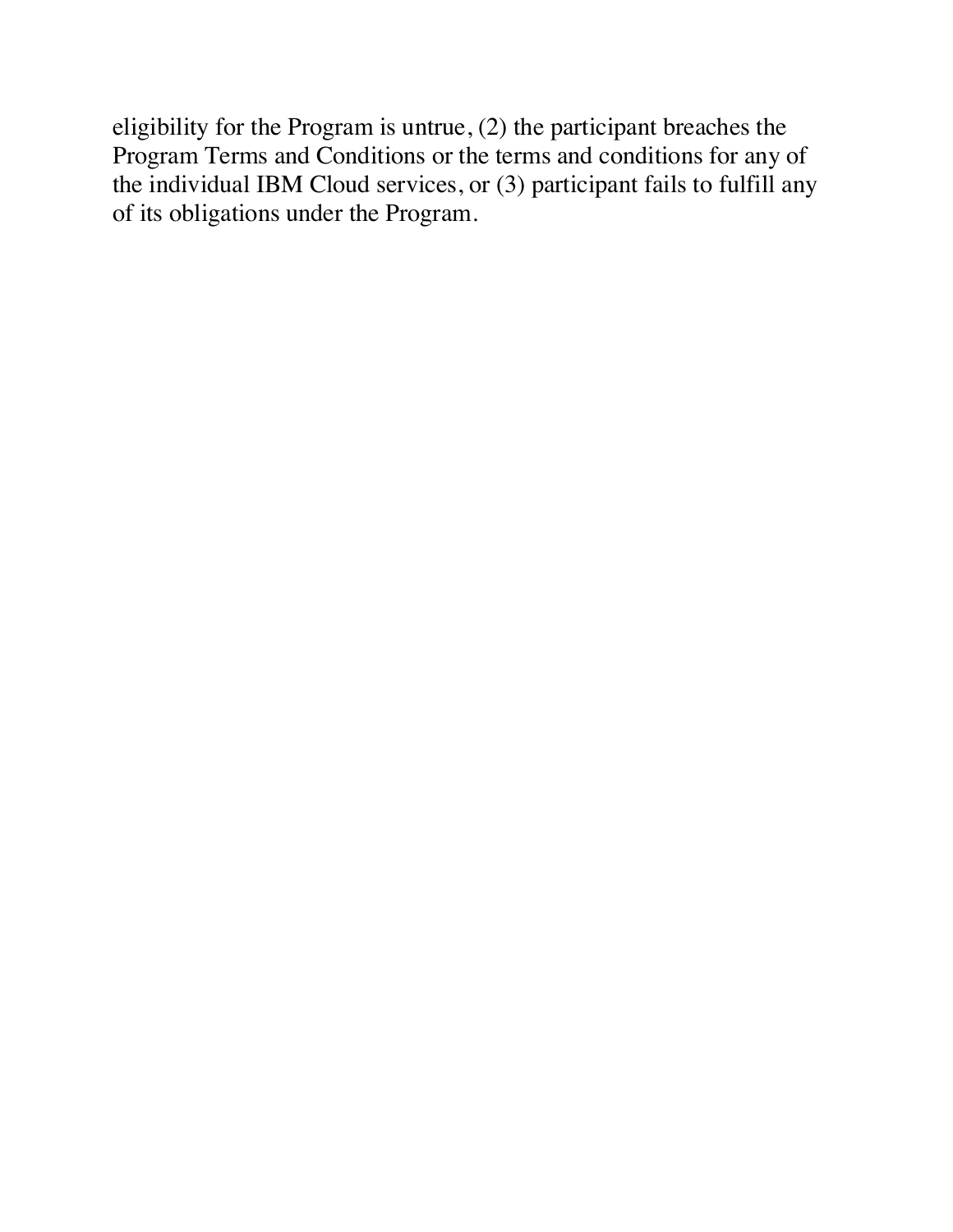eligibility for the Program is untrue, (2) the participant breaches the Program Terms and Conditions or the terms and conditions for any of the individual IBM Cloud services, or (3) participant fails to fulfill any of its obligations under the Program.